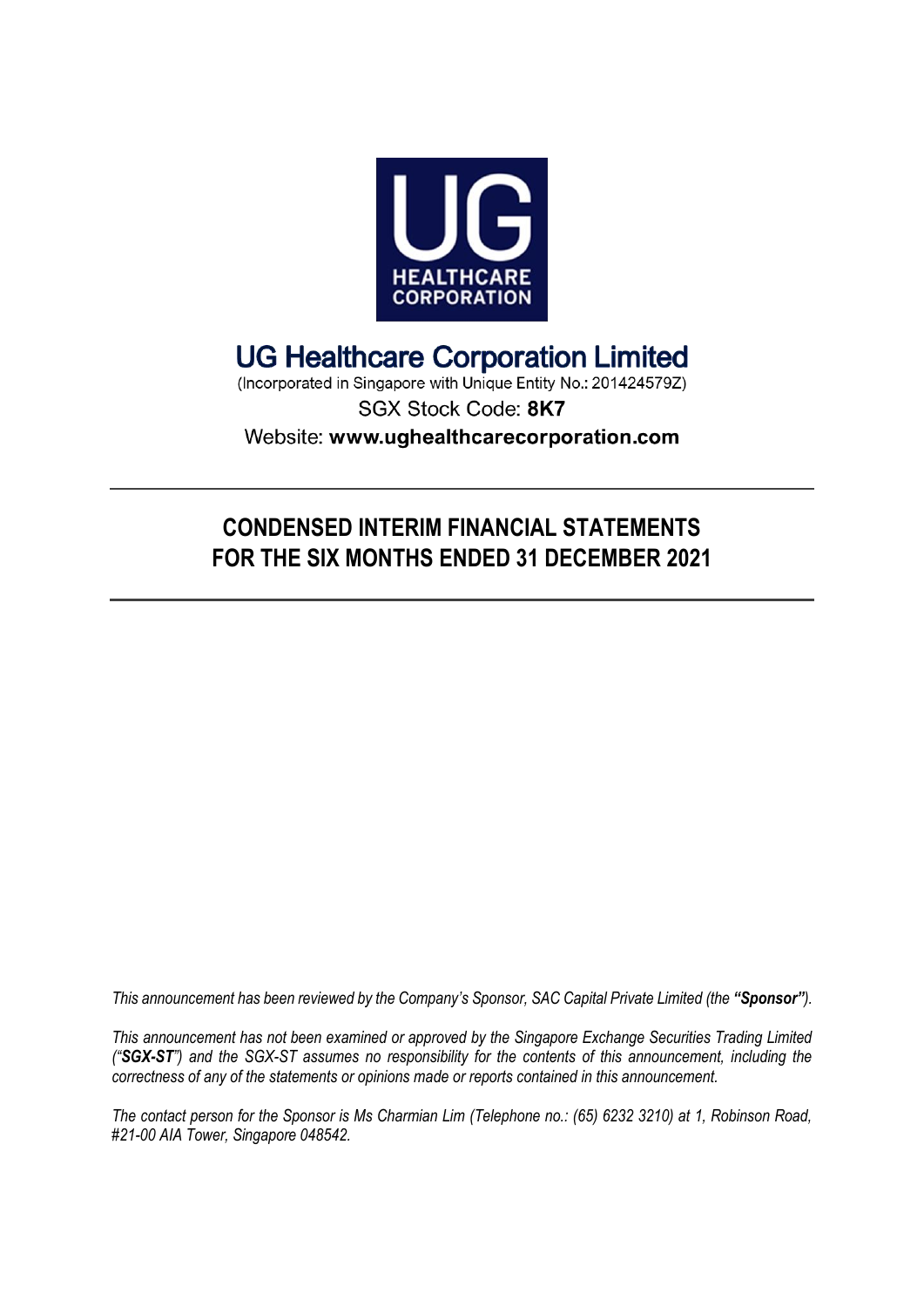# UG Healthcare Corporation Limited

(Incorporated in Singapore with Unique Entity No.: 201424579Z)

SGX Stock Code: **8K7**

Website: **www.ughealthcarecorporation.com**

---

## CONDENSED INTERIM FINANCIAL STATEMENTS FOR THE SIX MONTHS ENDED 31 DECEMBER 2021

---

*This announcement has been reviewed by the Company's Sponsor, SAC Capital Private Limited (the **"Sponsor"**).*

*This announcement has not been examined or approved by the Singapore Exchange Securities Trading Limited ("**SGX-ST**") and the SGX-ST assumes no responsibility for the contents of this announcement, including the correctness of any of the statements or opinions made or reports contained in this announcement.*

*The contact person for the Sponsor is Ms Charmian Lim (Telephone no.: (65) 6232 3210) at 1, Robinson Road, #21-00 AIA Tower, Singapore 048542.*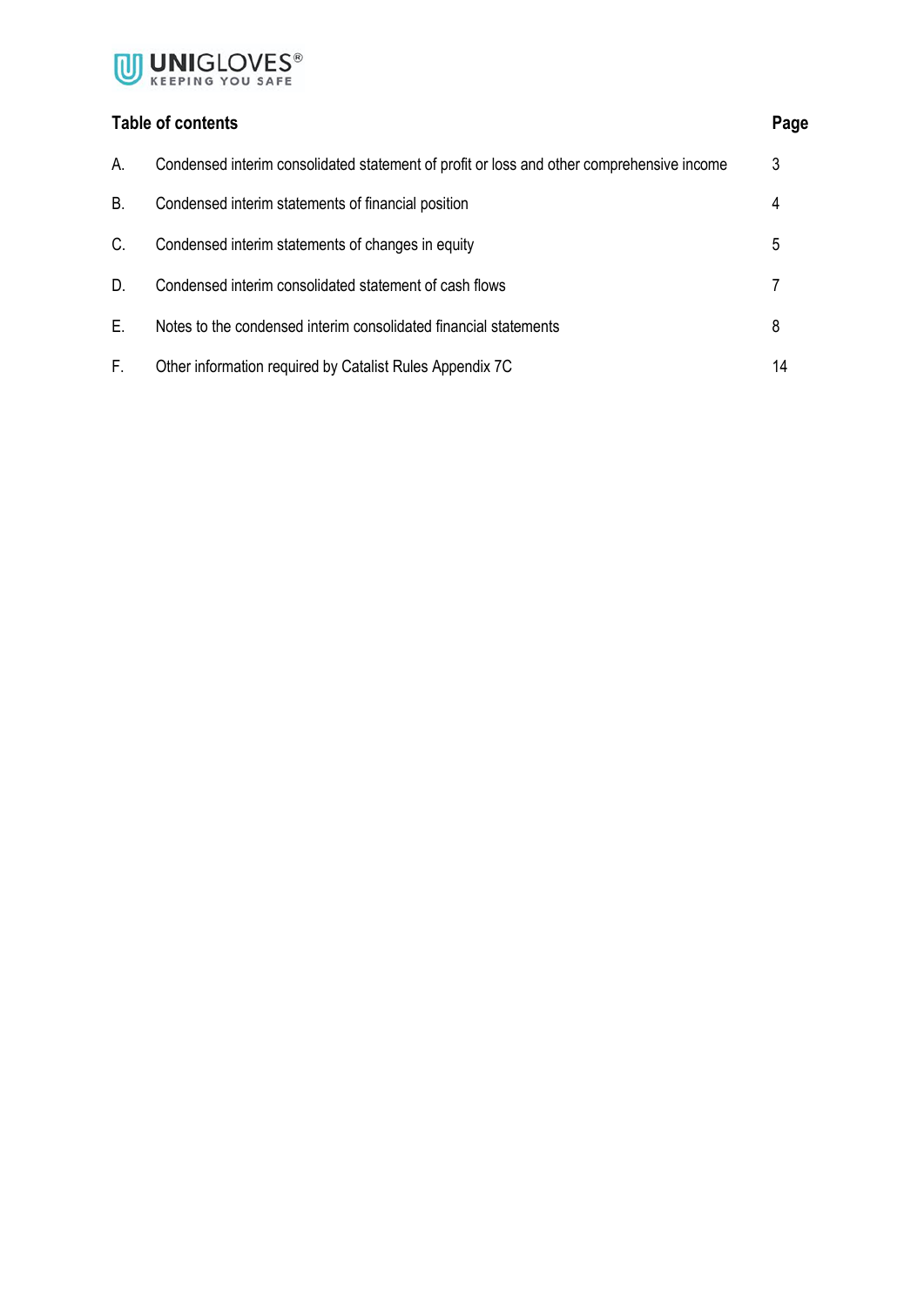| Table of contents | | Page |
|---|---|---|
| A. | Condensed interim consolidated statement of profit or loss and other comprehensive income | 3 |
| B. | Condensed interim statements of financial position | 4 |
| C. | Condensed interim statements of changes in equity | 5 |
| D. | Condensed interim consolidated statement of cash flows | 7 |
| E. | Notes to the condensed interim consolidated financial statements | 8 |
| F. | Other information required by Catalist Rules Appendix 7C | 14 |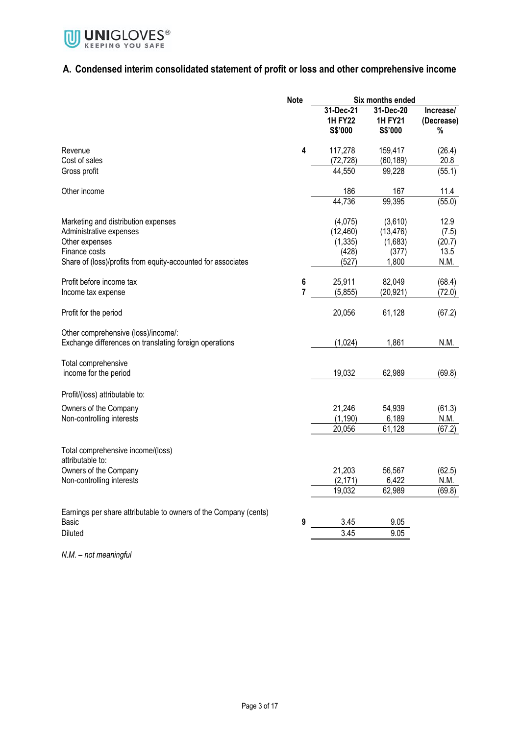## A. Condensed interim consolidated statement of profit or loss and other comprehensive income

| | Note | Six months ended | | |
|---|---|---|---|---|
| | | 31-Dec-21<br>1H FY22<br>S$'000 | 31-Dec-20<br>1H FY21<br>S$'000 | Increase/<br>(Decrease)<br>% |
| Revenue | 4 | 117,278 | 159,417 | (26.4) |
| Cost of sales | | (72,728) | (60,189) | 20.8 |
| Gross profit | | 44,550 | 99,228 | (55.1) |
| Other income | | 186 | 167 | 11.4 |
| | | 44,736 | 99,395 | (55.0) |
| Marketing and distribution expenses | | (4,075) | (3,610) | 12.9 |
| Administrative expenses | | (12,460) | (13,476) | (7.5) |
| Other expenses | | (1,335) | (1,683) | (20.7) |
| Finance costs | | (428) | (377) | 13.5 |
| Share of (loss)/profits from equity-accounted for associates | | (527) | 1,800 | N.M. |
| Profit before income tax | 6 | 25,911 | 82,049 | (68.4) |
| Income tax expense | 7 | (5,855) | (20,921) | (72.0) |
| Profit for the period | | 20,056 | 61,128 | (67.2) |
| Other comprehensive (loss)/income/: | | | | |
| Exchange differences on translating foreign operations | | (1,024) | 1,861 | N.M. |
| Total comprehensive income for the period | | 19,032 | 62,989 | (69.8) |
| Profit/(loss) attributable to: | | | | |
| Owners of the Company | | 21,246 | 54,939 | (61.3) |
| Non-controlling interests | | (1,190) | 6,189 | N.M. |
| | | 20,056 | 61,128 | (67.2) |
| Total comprehensive income/(loss) attributable to: | | | | |
| Owners of the Company | | 21,203 | 56,567 | (62.5) |
| Non-controlling interests | | (2,171) | 6,422 | N.M. |
| | | 19,032 | 62,989 | (69.8) |
| Earnings per share attributable to owners of the Company (cents) | | | | |
| Basic | 9 | 3.45 | 9.05 | |
| Diluted | | 3.45 | 9.05 | |

*N.M. – not meaningful*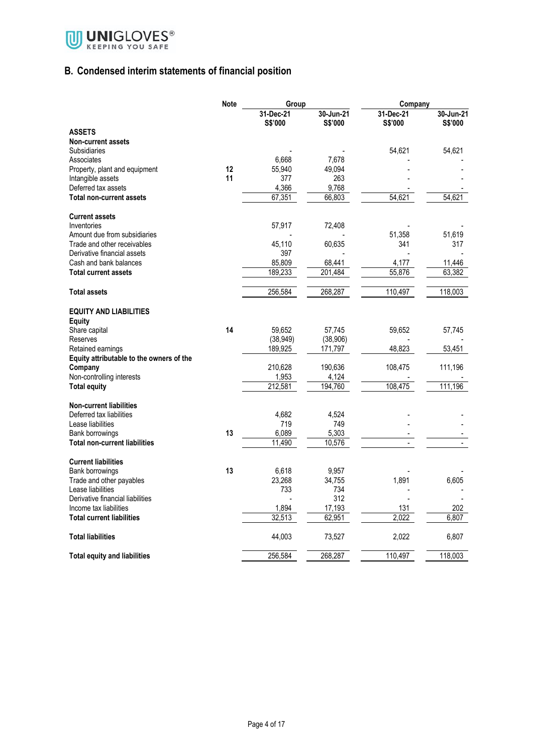## B. Condensed interim statements of financial position

| | Note | Group | | Company | |
|---|---|---|---|---|---|
| | | 31-Dec-21 | 30-Jun-21 | 31-Dec-21 | 30-Jun-21 |
| | | S$'000 | S$'000 | S$'000 | S$'000 |
| **ASSETS** | | | | | |
| **Non-current assets** | | | | | |
| Subsidiaries | | - | - | 54,621 | 54,621 |
| Associates | | 6,668 | 7,678 | - | - |
| Property, plant and equipment | 12 | 55,940 | 49,094 | - | - |
| Intangible assets | 11 | 377 | 263 | - | - |
| Deferred tax assets | | 4,366 | 9,768 | - | - |
| **Total non-current assets** | | 67,351 | 66,803 | 54,621 | 54,621 |
| | | | | | |
| **Current assets** | | | | | |
| Inventories | | 57,917 | 72,408 | - | - |
| Amount due from subsidiaries | | - | - | 51,358 | 51,619 |
| Trade and other receivables | | 45,110 | 60,635 | 341 | 317 |
| Derivative financial assets | | 397 | - | - | - |
| Cash and bank balances | | 85,809 | 68,441 | 4,177 | 11,446 |
| **Total current assets** | | 189,233 | 201,484 | 55,876 | 63,382 |
| | | | | | |
| **Total assets** | | 256,584 | 268,287 | 110,497 | 118,003 |
| | | | | | |
| **EQUITY AND LIABILITIES** | | | | | |
| **Equity** | | | | | |
| Share capital | 14 | 59,652 | 57,745 | 59,652 | 57,745 |
| Reserves | | (38,949) | (38,906) | - | - |
| Retained earnings | | 189,925 | 171,797 | 48,823 | 53,451 |
| **Equity attributable to the owners of the Company** | | 210,628 | 190,636 | 108,475 | 111,196 |
| Non-controlling interests | | 1,953 | 4,124 | - | - |
| **Total equity** | | 212,581 | 194,760 | 108,475 | 111,196 |
| | | | | | |
| **Non-current liabilities** | | | | | |
| Deferred tax liabilities | | 4,682 | 4,524 | - | - |
| Lease liabilities | | 719 | 749 | - | - |
| Bank borrowings | 13 | 6,089 | 5,303 | - | - |
| **Total non-current liabilities** | | 11,490 | 10,576 | - | - |
| | | | | | |
| **Current liabilities** | | | | | |
| Bank borrowings | 13 | 6,618 | 9,957 | - | - |
| Trade and other payables | | 23,268 | 34,755 | 1,891 | 6,605 |
| Lease liabilities | | 733 | 734 | - | - |
| Derivative financial liabilities | | - | 312 | - | - |
| Income tax liabilities | | 1,894 | 17,193 | 131 | 202 |
| **Total current liabilities** | | 32,513 | 62,951 | 2,022 | 6,807 |
| | | | | | |
| **Total liabilities** | | 44,003 | 73,527 | 2,022 | 6,807 |
| | | | | | |
| **Total equity and liabilities** | | 256,584 | 268,287 | 110,497 | 118,003 |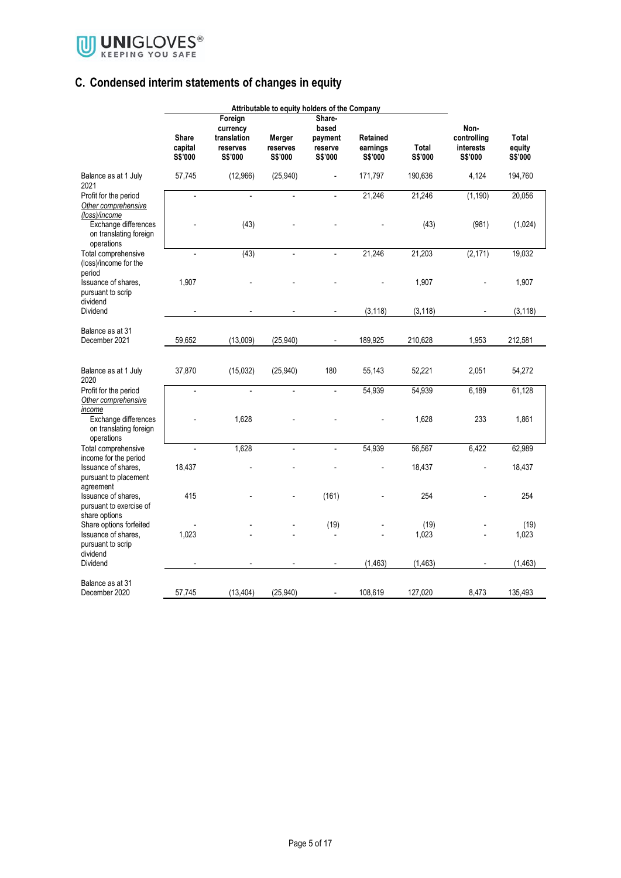## C. Condensed interim statements of changes in equity

| | Attributable to equity holders of the Company | | | | | | | |
|---|---|---|---|---|---|---|---|---|
| | Share capital S$'000 | Foreign currency translation reserves S$'000 | Merger reserves S$'000 | Share-based payment reserve S$'000 | Retained earnings S$'000 | Total S$'000 | Non-controlling interests S$'000 | Total equity S$'000 |
| Balance as at 1 July 2021 | 57,745 | (12,966) | (25,940) | - | 171,797 | 190,636 | 4,124 | 194,760 |
| Profit for the period | - | - | - | - | 21,246 | 21,246 | (1,190) | 20,056 |
| *Other comprehensive (loss)/income* | | | | | | | | |
| Exchange differences on translating foreign operations | - | (43) | - | - | - | (43) | (981) | (1,024) |
| Total comprehensive (loss)/income for the period | - | (43) | - | - | 21,246 | 21,203 | (2,171) | 19,032 |
| Issuance of shares, pursuant to scrip dividend | 1,907 | - | - | - | - | 1,907 | - | 1,907 |
| Dividend | - | - | - | - | (3,118) | (3,118) | - | (3,118) |
| Balance as at 31 December 2021 | 59,652 | (13,009) | (25,940) | - | 189,925 | 210,628 | 1,953 | 212,581 |
| | | | | | | | | |
| Balance as at 1 July 2020 | 37,870 | (15,032) | (25,940) | 180 | 55,143 | 52,221 | 2,051 | 54,272 |
| Profit for the period | - | - | - | - | 54,939 | 54,939 | 6,189 | 61,128 |
| *Other comprehensive income* | | | | | | | | |
| Exchange differences on translating foreign operations | - | 1,628 | - | - | - | 1,628 | 233 | 1,861 |
| Total comprehensive income for the period | - | 1,628 | - | - | 54,939 | 56,567 | 6,422 | 62,989 |
| Issuance of shares, pursuant to placement agreement | 18,437 | - | - | - | - | 18,437 | - | 18,437 |
| Issuance of shares, pursuant to exercise of share options | 415 | - | - | (161) | - | 254 | - | 254 |
| Share options forfeited | - | - | - | (19) | - | (19) | - | (19) |
| Issuance of shares, pursuant to scrip dividend | 1,023 | - | - | - | - | 1,023 | - | 1,023 |
| Dividend | - | - | - | - | (1,463) | (1,463) | - | (1,463) |
| Balance as at 31 December 2020 | 57,745 | (13,404) | (25,940) | - | 108,619 | 127,020 | 8,473 | 135,493 |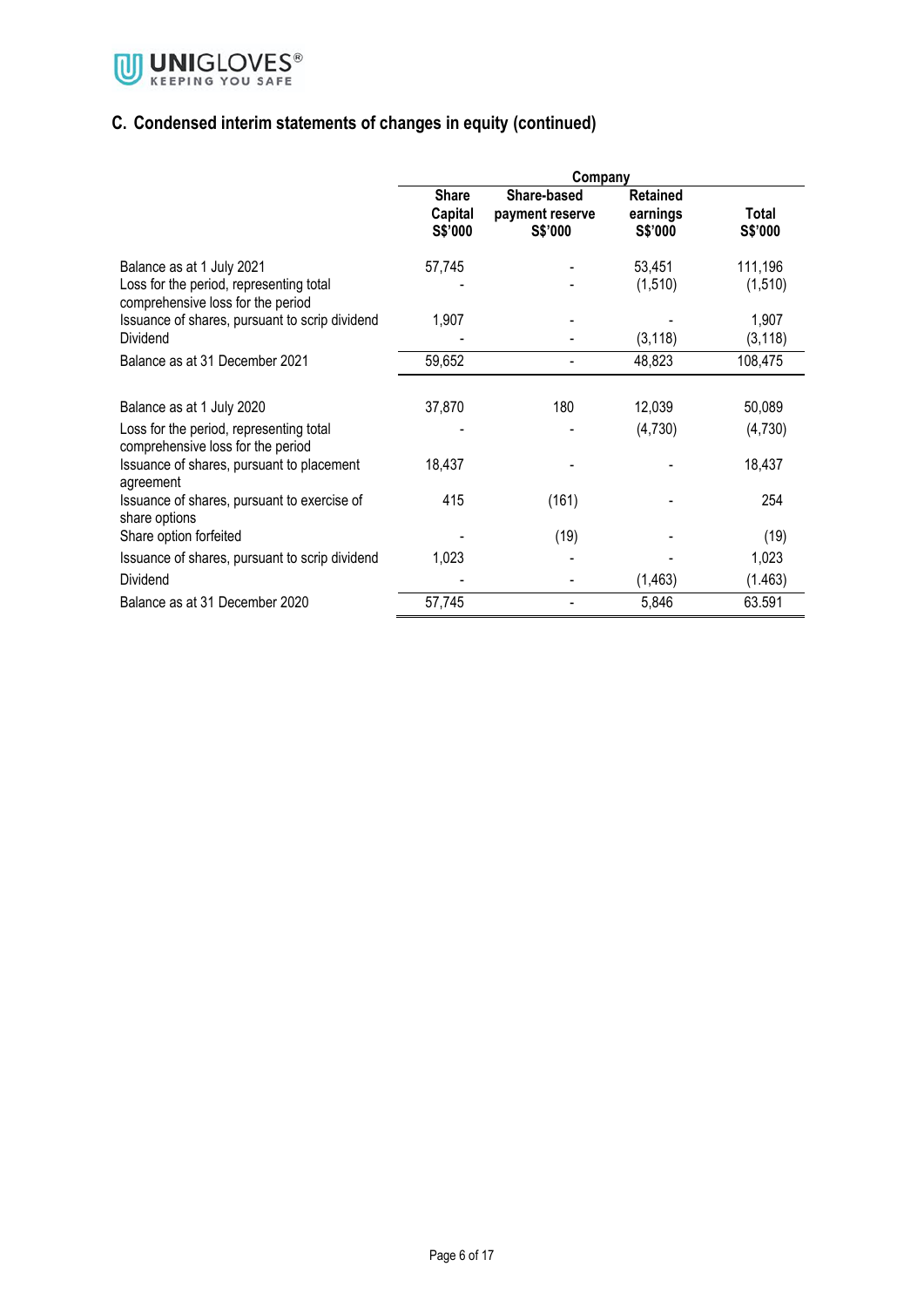## C. Condensed interim statements of changes in equity (continued)

| | Company | | | |
|---|---|---|---|---|
| | Share Capital S$'000 | Share-based payment reserve S$'000 | Retained earnings S$'000 | Total S$'000 |
| Balance as at 1 July 2021 | 57,745 | - | 53,451 | 111,196 |
| Loss for the period, representing total comprehensive loss for the period | - | - | (1,510) | (1,510) |
| Issuance of shares, pursuant to scrip dividend | 1,907 | - | - | 1,907 |
| Dividend | - | - | (3,118) | (3,118) |
| Balance as at 31 December 2021 | 59,652 | - | 48,823 | 108,475 |
| | | | | |
| Balance as at 1 July 2020 | 37,870 | 180 | 12,039 | 50,089 |
| Loss for the period, representing total comprehensive loss for the period | - | - | (4,730) | (4,730) |
| Issuance of shares, pursuant to placement agreement | 18,437 | - | - | 18,437 |
| Issuance of shares, pursuant to exercise of share options | 415 | (161) | - | 254 |
| Share option forfeited | - | (19) | - | (19) |
| Issuance of shares, pursuant to scrip dividend | 1,023 | - | - | 1,023 |
| Dividend | - | - | (1,463) | (1.463) |
| Balance as at 31 December 2020 | 57,745 | - | 5,846 | 63.591 |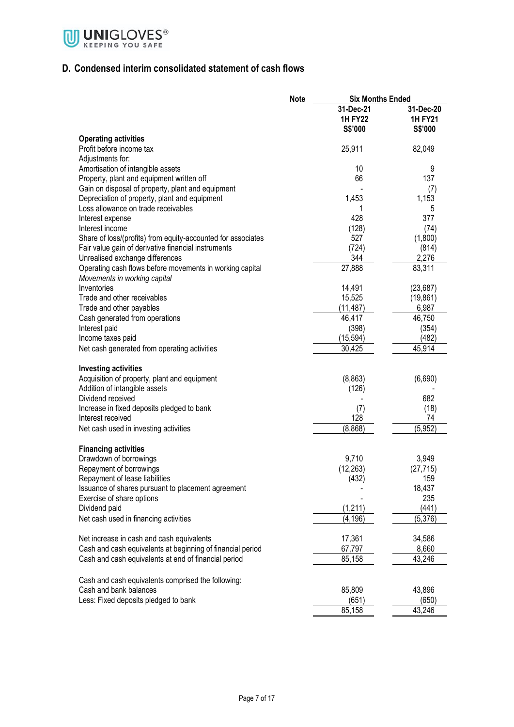## D. Condensed interim consolidated statement of cash flows

| | Note | Six Months Ended | |
|---|---|---|---|
| | | 31-Dec-21<br>1H FY22<br>S$'000 | 31-Dec-20<br>1H FY21<br>S$'000 |
| **Operating activities** | | | |
| Profit before income tax | | 25,911 | 82,049 |
| Adjustments for: | | | |
| Amortisation of intangible assets | | 10 | 9 |
| Property, plant and equipment written off | | 66 | 137 |
| Gain on disposal of property, plant and equipment | | - | (7) |
| Depreciation of property, plant and equipment | | 1,453 | 1,153 |
| Loss allowance on trade receivables | | 1 | 5 |
| Interest expense | | 428 | 377 |
| Interest income | | (128) | (74) |
| Share of loss/(profits) from equity-accounted for associates | | 527 | (1,800) |
| Fair value gain of derivative financial instruments | | (724) | (814) |
| Unrealised exchange differences | | 344 | 2,276 |
| Operating cash flows before movements in working capital | | 27,888 | 83,311 |
| *Movements in working capital* | | | |
| Inventories | | 14,491 | (23,687) |
| Trade and other receivables | | 15,525 | (19,861) |
| Trade and other payables | | (11,487) | 6,987 |
| Cash generated from operations | | 46,417 | 46,750 |
| Interest paid | | (398) | (354) |
| Income taxes paid | | (15,594) | (482) |
| Net cash generated from operating activities | | 30,425 | 45,914 |
| | | | |
| **Investing activities** | | | |
| Acquisition of property, plant and equipment | | (8,863) | (6,690) |
| Addition of intangible assets | | (126) | - |
| Dividend received | | - | 682 |
| Increase in fixed deposits pledged to bank | | (7) | (18) |
| Interest received | | 128 | 74 |
| Net cash used in investing activities | | (8,868) | (5,952) |
| | | | |
| **Financing activities** | | | |
| Drawdown of borrowings | | 9,710 | 3,949 |
| Repayment of borrowings | | (12,263) | (27,715) |
| Repayment of lease liabilities | | (432) | 159 |
| Issuance of shares pursuant to placement agreement | | - | 18,437 |
| Exercise of share options | | - | 235 |
| Dividend paid | | (1,211) | (441) |
| Net cash used in financing activities | | (4,196) | (5,376) |
| | | | |
| Net increase in cash and cash equivalents | | 17,361 | 34,586 |
| Cash and cash equivalents at beginning of financial period | | 67,797 | 8,660 |
| Cash and cash equivalents at end of financial period | | 85,158 | 43,246 |
| | | | |
| Cash and cash equivalents comprised the following: | | | |
| Cash and bank balances | | 85,809 | 43,896 |
| Less: Fixed deposits pledged to bank | | (651) | (650) |
| | | 85,158 | 43,246 |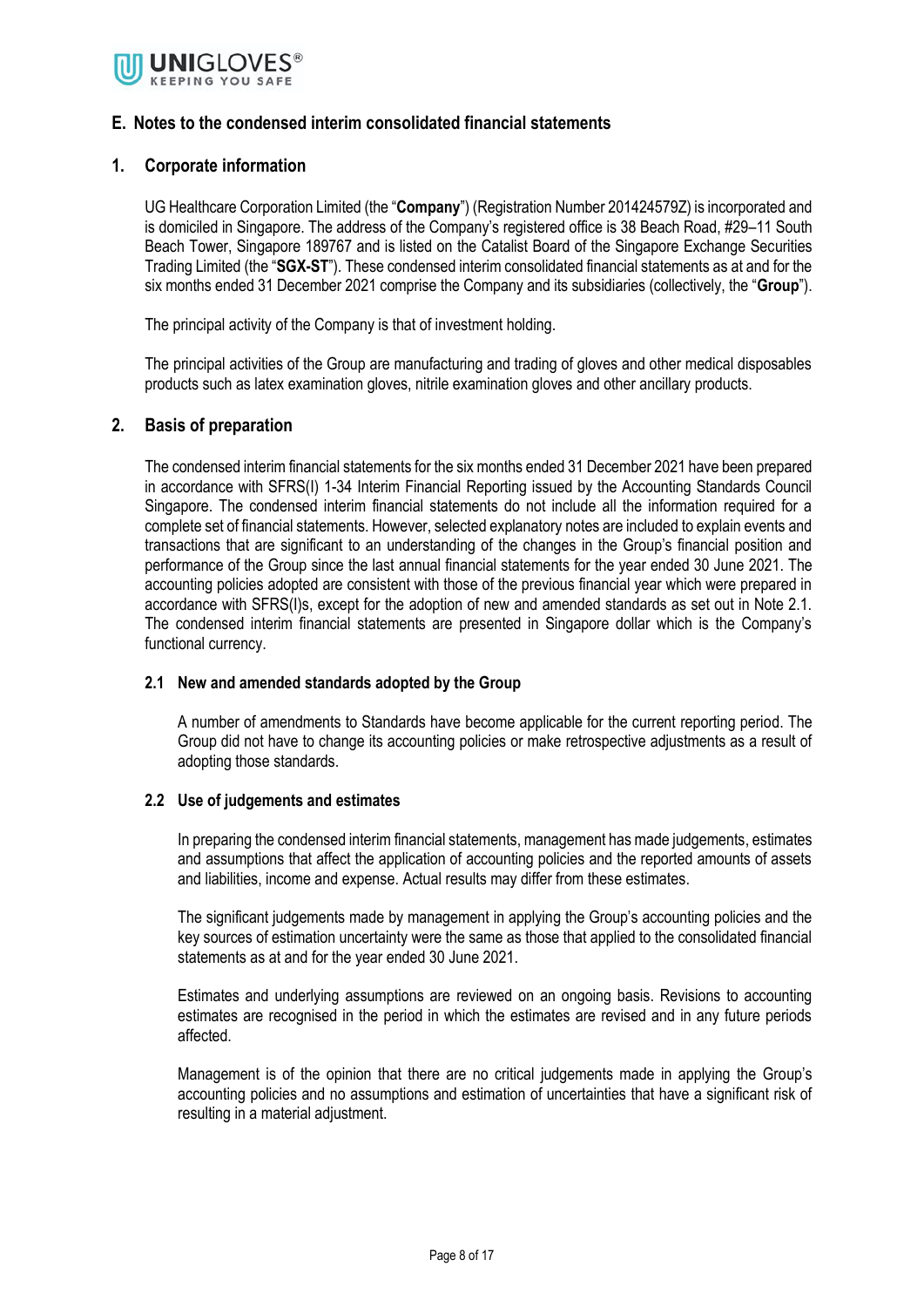## E. Notes to the condensed interim consolidated financial statements

### 1. Corporate information

UG Healthcare Corporation Limited (the "**Company**") (Registration Number 201424579Z) is incorporated and is domiciled in Singapore. The address of the Company's registered office is 38 Beach Road, #29–11 South Beach Tower, Singapore 189767 and is listed on the Catalist Board of the Singapore Exchange Securities Trading Limited (the "**SGX-ST**"). These condensed interim consolidated financial statements as at and for the six months ended 31 December 2021 comprise the Company and its subsidiaries (collectively, the "**Group**").

The principal activity of the Company is that of investment holding.

The principal activities of the Group are manufacturing and trading of gloves and other medical disposables products such as latex examination gloves, nitrile examination gloves and other ancillary products.

### 2. Basis of preparation

The condensed interim financial statements for the six months ended 31 December 2021 have been prepared in accordance with SFRS(I) 1-34 Interim Financial Reporting issued by the Accounting Standards Council Singapore. The condensed interim financial statements do not include all the information required for a complete set of financial statements. However, selected explanatory notes are included to explain events and transactions that are significant to an understanding of the changes in the Group's financial position and performance of the Group since the last annual financial statements for the year ended 30 June 2021. The accounting policies adopted are consistent with those of the previous financial year which were prepared in accordance with SFRS(I)s, except for the adoption of new and amended standards as set out in Note 2.1. The condensed interim financial statements are presented in Singapore dollar which is the Company's functional currency.

#### 2.1 New and amended standards adopted by the Group

A number of amendments to Standards have become applicable for the current reporting period. The Group did not have to change its accounting policies or make retrospective adjustments as a result of adopting those standards.

#### 2.2 Use of judgements and estimates

In preparing the condensed interim financial statements, management has made judgements, estimates and assumptions that affect the application of accounting policies and the reported amounts of assets and liabilities, income and expense. Actual results may differ from these estimates.

The significant judgements made by management in applying the Group's accounting policies and the key sources of estimation uncertainty were the same as those that applied to the consolidated financial statements as at and for the year ended 30 June 2021.

Estimates and underlying assumptions are reviewed on an ongoing basis. Revisions to accounting estimates are recognised in the period in which the estimates are revised and in any future periods affected.

Management is of the opinion that there are no critical judgements made in applying the Group's accounting policies and no assumptions and estimation of uncertainties that have a significant risk of resulting in a material adjustment.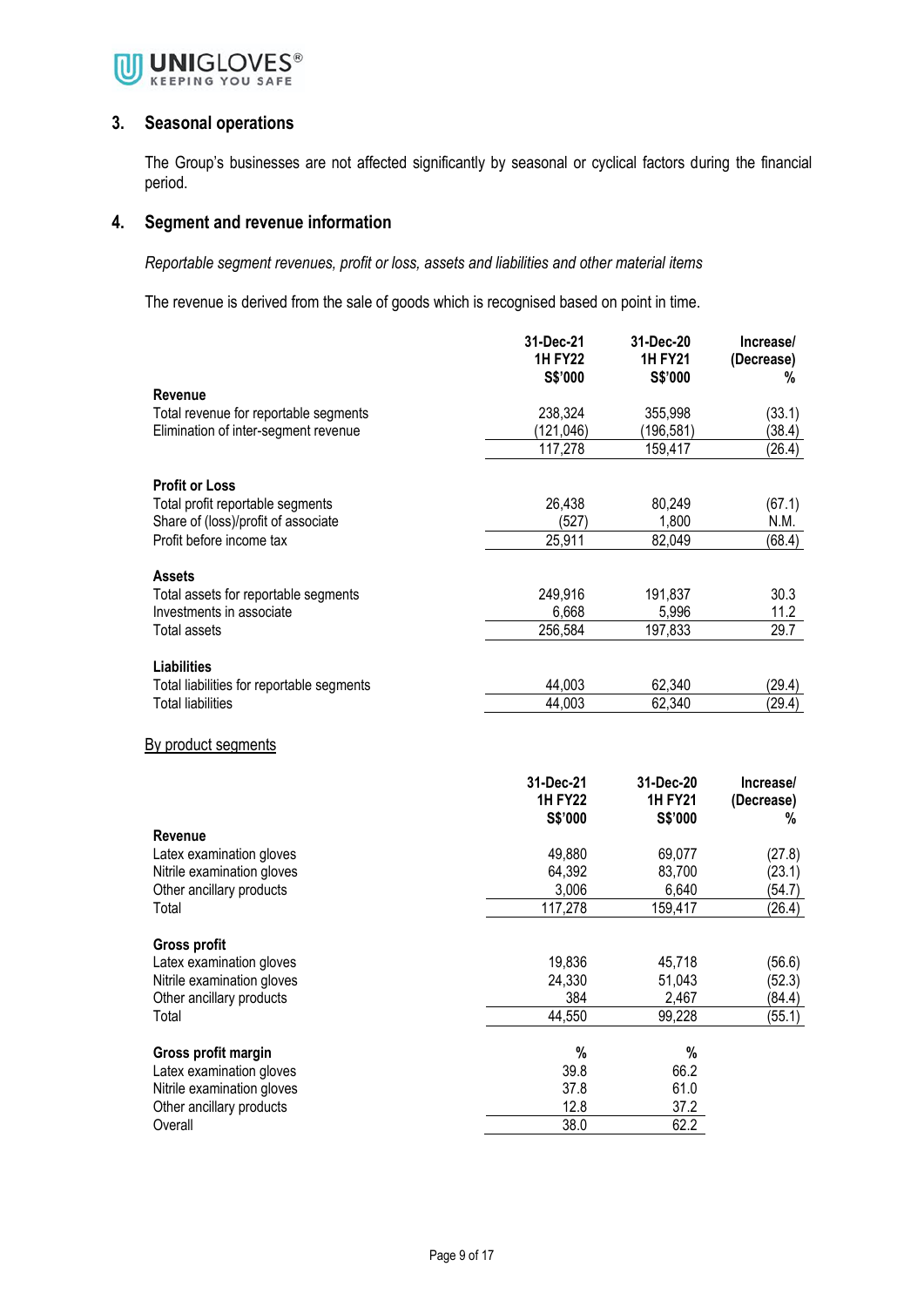## 3. Seasonal operations

The Group's businesses are not affected significantly by seasonal or cyclical factors during the financial period.

## 4. Segment and revenue information

*Reportable segment revenues, profit or loss, assets and liabilities and other material items*

The revenue is derived from the sale of goods which is recognised based on point in time.

| | 31-Dec-21 1H FY22 S$'000 | 31-Dec-20 1H FY21 S$'000 | Increase/ (Decrease) % |
|---|---|---|---|
| **Revenue** | | | |
| Total revenue for reportable segments | 238,324 | 355,998 | (33.1) |
| Elimination of inter-segment revenue | (121,046) | (196,581) | (38.4) |
| | 117,278 | 159,417 | (26.4) |
| **Profit or Loss** | | | |
| Total profit reportable segments | 26,438 | 80,249 | (67.1) |
| Share of (loss)/profit of associate | (527) | 1,800 | N.M. |
| Profit before income tax | 25,911 | 82,049 | (68.4) |
| **Assets** | | | |
| Total assets for reportable segments | 249,916 | 191,837 | 30.3 |
| Investments in associate | 6,668 | 5,996 | 11.2 |
| Total assets | 256,584 | 197,833 | 29.7 |
| **Liabilities** | | | |
| Total liabilities for reportable segments | 44,003 | 62,340 | (29.4) |
| Total liabilities | 44,003 | 62,340 | (29.4) |

By product segments

| | 31-Dec-21 1H FY22 S$'000 | 31-Dec-20 1H FY21 S$'000 | Increase/ (Decrease) % |
|---|---|---|---|
| **Revenue** | | | |
| Latex examination gloves | 49,880 | 69,077 | (27.8) |
| Nitrile examination gloves | 64,392 | 83,700 | (23.1) |
| Other ancillary products | 3,006 | 6,640 | (54.7) |
| Total | 117,278 | 159,417 | (26.4) |
| **Gross profit** | | | |
| Latex examination gloves | 19,836 | 45,718 | (56.6) |
| Nitrile examination gloves | 24,330 | 51,043 | (52.3) |
| Other ancillary products | 384 | 2,467 | (84.4) |
| Total | 44,550 | 99,228 | (55.1) |
| **Gross profit margin** | % | % | |
| Latex examination gloves | 39.8 | 66.2 | |
| Nitrile examination gloves | 37.8 | 61.0 | |
| Other ancillary products | 12.8 | 37.2 | |
| Overall | 38.0 | 62.2 | |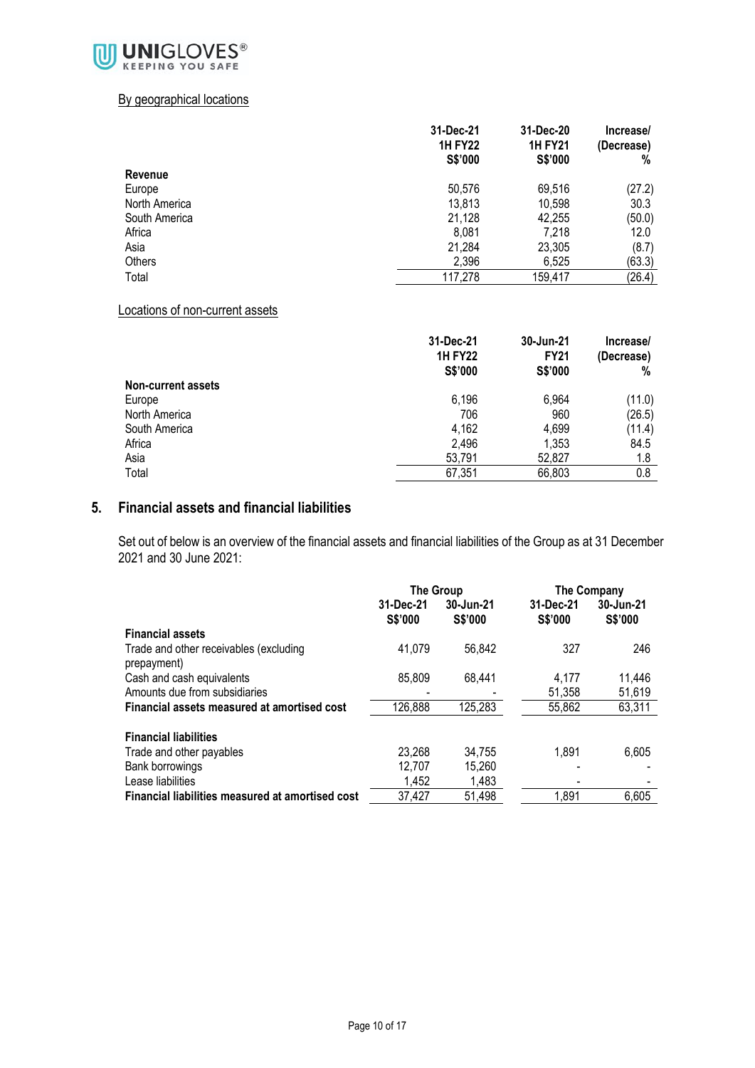By geographical locations

| | 31-Dec-21 1H FY22 S$'000 | 31-Dec-20 1H FY21 S$'000 | Increase/ (Decrease) % |
|---|---|---|---|
| **Revenue** | | | |
| Europe | 50,576 | 69,516 | (27.2) |
| North America | 13,813 | 10,598 | 30.3 |
| South America | 21,128 | 42,255 | (50.0) |
| Africa | 8,081 | 7,218 | 12.0 |
| Asia | 21,284 | 23,305 | (8.7) |
| Others | 2,396 | 6,525 | (63.3) |
| Total | 117,278 | 159,417 | (26.4) |

Locations of non-current assets

| | 31-Dec-21 1H FY22 S$'000 | 30-Jun-21 FY21 S$'000 | Increase/ (Decrease) % |
|---|---|---|---|
| **Non-current assets** | | | |
| Europe | 6,196 | 6,964 | (11.0) |
| North America | 706 | 960 | (26.5) |
| South America | 4,162 | 4,699 | (11.4) |
| Africa | 2,496 | 1,353 | 84.5 |
| Asia | 53,791 | 52,827 | 1.8 |
| Total | 67,351 | 66,803 | 0.8 |

## 5. Financial assets and financial liabilities

Set out of below is an overview of the financial assets and financial liabilities of the Group as at 31 December 2021 and 30 June 2021:

| | The Group | | The Company | |
|---|---|---|---|---|
| | 31-Dec-21 S$'000 | 30-Jun-21 S$'000 | 31-Dec-21 S$'000 | 30-Jun-21 S$'000 |
| **Financial assets** | | | | |
| Trade and other receivables (excluding prepayment) | 41,079 | 56,842 | 327 | 246 |
| Cash and cash equivalents | 85,809 | 68,441 | 4,177 | 11,446 |
| Amounts due from subsidiaries | - | - | 51,358 | 51,619 |
| **Financial assets measured at amortised cost** | 126,888 | 125,283 | 55,862 | 63,311 |
| | | | | |
| **Financial liabilities** | | | | |
| Trade and other payables | 23,268 | 34,755 | 1,891 | 6,605 |
| Bank borrowings | 12,707 | 15,260 | - | - |
| Lease liabilities | 1,452 | 1,483 | - | - |
| **Financial liabilities measured at amortised cost** | 37,427 | 51,498 | 1,891 | 6,605 |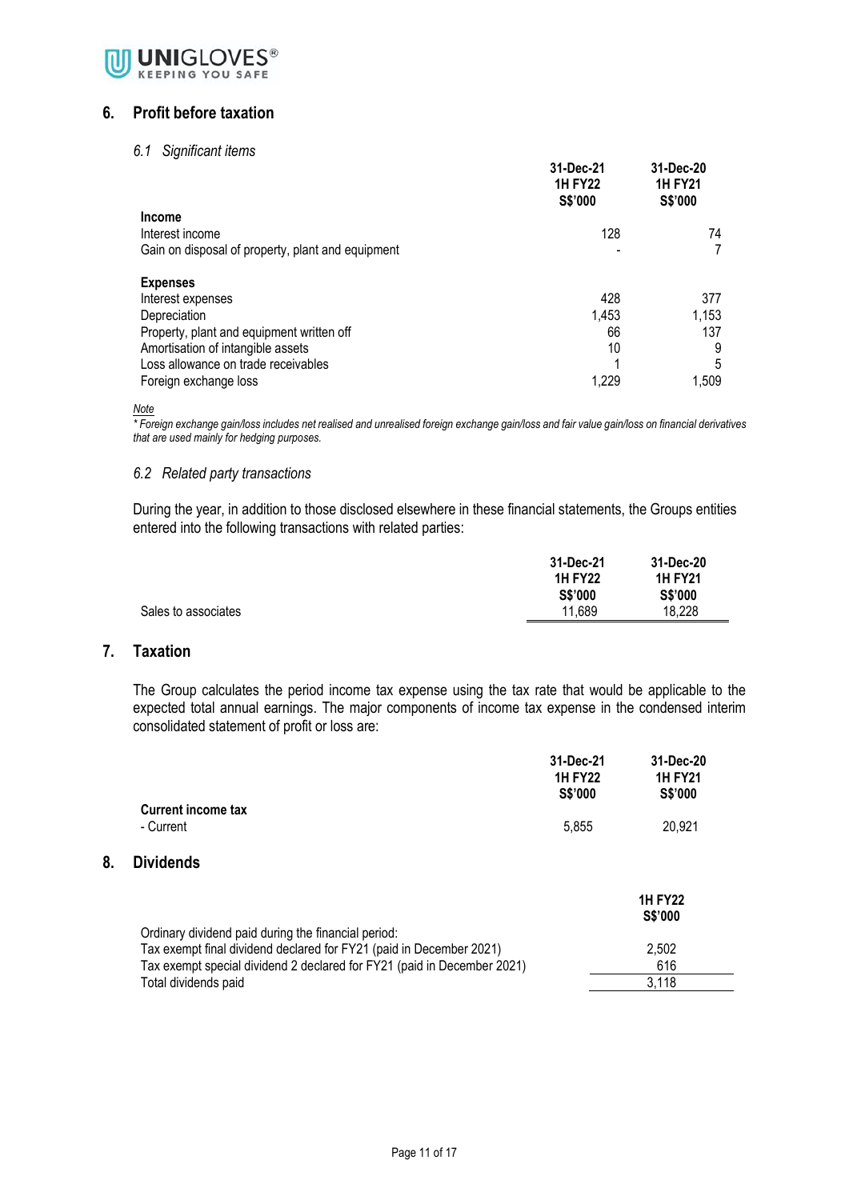## 6. Profit before taxation

### *6.1 Significant items*

| | 31-Dec-21<br>1H FY22<br>S$'000 | 31-Dec-20<br>1H FY21<br>S$'000 |
|---|---|---|
| **Income** | | |
| Interest income | 128 | 74 |
| Gain on disposal of property, plant and equipment | - | 7 |
| | | |
| **Expenses** | | |
| Interest expenses | 428 | 377 |
| Depreciation | 1,453 | 1,153 |
| Property, plant and equipment written off | 66 | 137 |
| Amortisation of intangible assets | 10 | 9 |
| Loss allowance on trade receivables | 1 | 5 |
| Foreign exchange loss | 1,229 | 1,509 |

*Note*

*\* Foreign exchange gain/loss includes net realised and unrealised foreign exchange gain/loss and fair value gain/loss on financial derivatives that are used mainly for hedging purposes.*

### *6.2 Related party transactions*

During the year, in addition to those disclosed elsewhere in these financial statements, the Groups entities entered into the following transactions with related parties:

| | 31-Dec-21<br>1H FY22<br>S$'000 | 31-Dec-20<br>1H FY21<br>S$'000 |
|---|---|---|
| Sales to associates | 11,689 | 18,228 |

## 7. Taxation

The Group calculates the period income tax expense using the tax rate that would be applicable to the expected total annual earnings. The major components of income tax expense in the condensed interim consolidated statement of profit or loss are:

| | 31-Dec-21<br>1H FY22<br>S$'000 | 31-Dec-20<br>1H FY21<br>S$'000 |
|---|---|---|
| **Current income tax** | | |
| - Current | 5,855 | 20,921 |

## 8. Dividends

| | 1H FY22<br>S$'000 |
|---|---|
| Ordinary dividend paid during the financial period: | |
| Tax exempt final dividend declared for FY21 (paid in December 2021) | 2,502 |
| Tax exempt special dividend 2 declared for FY21 (paid in December 2021) | 616 |
| Total dividends paid | 3,118 |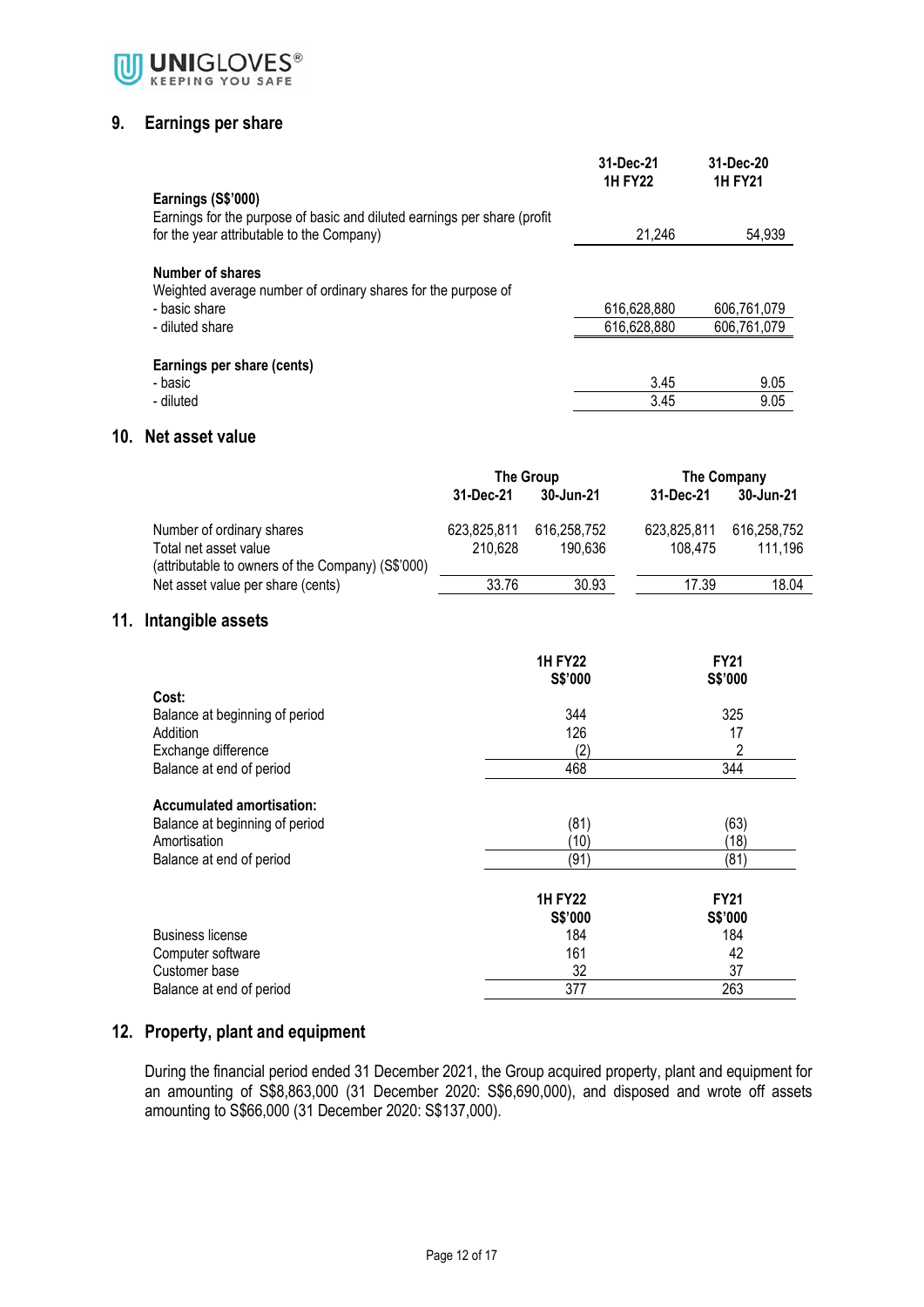## 9. Earnings per share

| | 31-Dec-21<br>1H FY22 | 31-Dec-20<br>1H FY21 |
|---|---|---|
| **Earnings (S$'000)** | | |
| Earnings for the purpose of basic and diluted earnings per share (profit for the year attributable to the Company) | 21,246 | 54,939 |
| **Number of shares** | | |
| Weighted average number of ordinary shares for the purpose of | | |
| - basic share | 616,628,880 | 606,761,079 |
| - diluted share | 616,628,880 | 606,761,079 |
| **Earnings per share (cents)** | | |
| - basic | 3.45 | 9.05 |
| - diluted | 3.45 | 9.05 |

## 10. Net asset value

| | The Group | | The Company | |
|---|---|---|---|---|
| | 31-Dec-21 | 30-Jun-21 | 31-Dec-21 | 30-Jun-21 |
| Number of ordinary shares | 623,825,811 | 616,258,752 | 623,825,811 | 616,258,752 |
| Total net asset value (attributable to owners of the Company) (S$'000) | 210,628 | 190,636 | 108,475 | 111,196 |
| Net asset value per share (cents) | 33.76 | 30.93 | 17.39 | 18.04 |

## 11. Intangible assets

| | 1H FY22<br>S$'000 | FY21<br>S$'000 |
|---|---|---|
| **Cost:** | | |
| Balance at beginning of period | 344 | 325 |
| Addition | 126 | 17 |
| Exchange difference | (2) | 2 |
| Balance at end of period | 468 | 344 |
| **Accumulated amortisation:** | | |
| Balance at beginning of period | (81) | (63) |
| Amortisation | (10) | (18) |
| Balance at end of period | (91) | (81) |

| | 1H FY22<br>S$'000 | FY21<br>S$'000 |
|---|---|---|
| Business license | 184 | 184 |
| Computer software | 161 | 42 |
| Customer base | 32 | 37 |
| Balance at end of period | 377 | 263 |

## 12. Property, plant and equipment

During the financial period ended 31 December 2021, the Group acquired property, plant and equipment for an amounting of S$8,863,000 (31 December 2020: S$6,690,000), and disposed and wrote off assets amounting to S$66,000 (31 December 2020: S$137,000).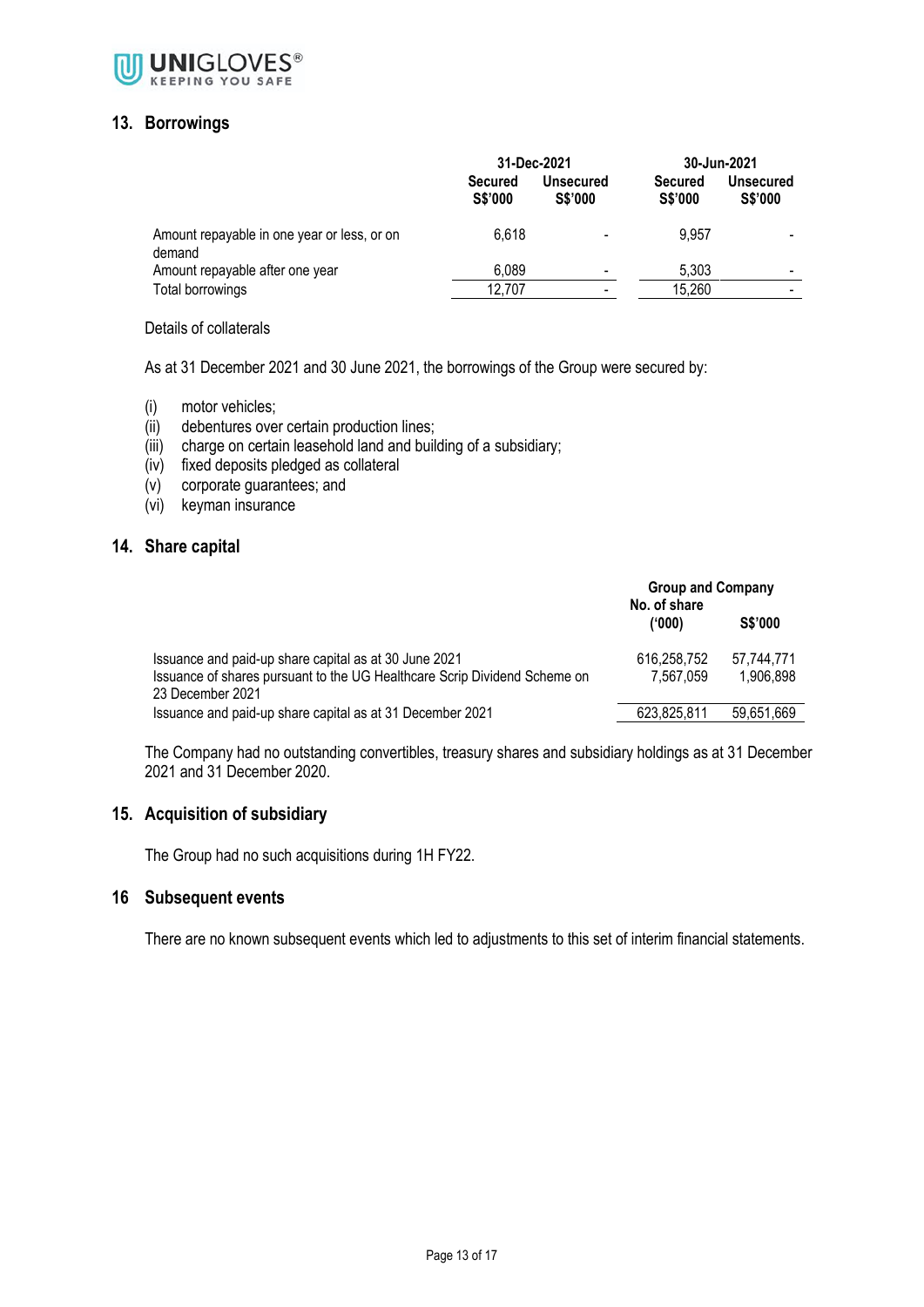## 13. Borrowings

| | 31-Dec-2021 | | 30-Jun-2021 | |
|---|---|---|---|---|
| | Secured S$'000 | Unsecured S$'000 | Secured S$'000 | Unsecured S$'000 |
| Amount repayable in one year or less, or on demand | 6,618 | - | 9,957 | - |
| Amount repayable after one year | 6,089 | - | 5,303 | - |
| Total borrowings | 12,707 | - | 15,260 | - |

Details of collaterals

As at 31 December 2021 and 30 June 2021, the borrowings of the Group were secured by:

(i) motor vehicles;
(ii) debentures over certain production lines;
(iii) charge on certain leasehold land and building of a subsidiary;
(iv) fixed deposits pledged as collateral
(v) corporate guarantees; and
(vi) keyman insurance

## 14. Share capital

| | Group and Company | |
|---|---|---|
| | No. of share ('000) | S$'000 |
| Issuance and paid-up share capital as at 30 June 2021 | 616,258,752 | 57,744,771 |
| Issuance of shares pursuant to the UG Healthcare Scrip Dividend Scheme on 23 December 2021 | 7,567,059 | 1,906,898 |
| Issuance and paid-up share capital as at 31 December 2021 | 623,825,811 | 59,651,669 |

The Company had no outstanding convertibles, treasury shares and subsidiary holdings as at 31 December 2021 and 31 December 2020.

## 15. Acquisition of subsidiary

The Group had no such acquisitions during 1H FY22.

## 16 Subsequent events

There are no known subsequent events which led to adjustments to this set of interim financial statements.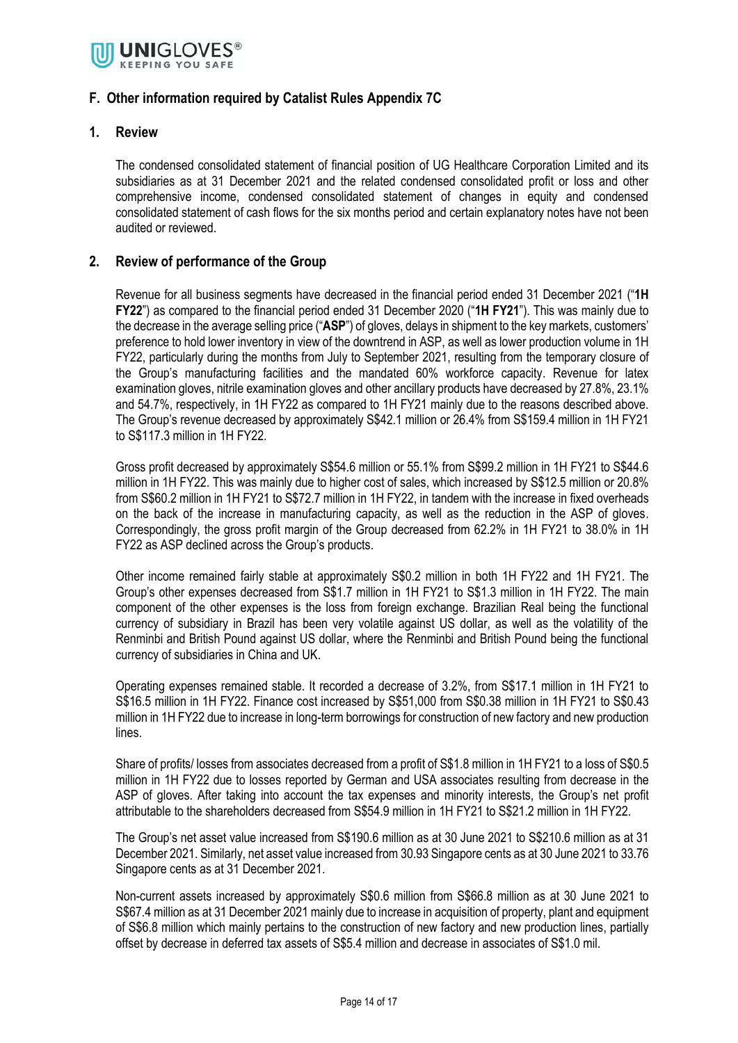## F. Other information required by Catalist Rules Appendix 7C

### 1. Review

The condensed consolidated statement of financial position of UG Healthcare Corporation Limited and its subsidiaries as at 31 December 2021 and the related condensed consolidated profit or loss and other comprehensive income, condensed consolidated statement of changes in equity and condensed consolidated statement of cash flows for the six months period and certain explanatory notes have not been audited or reviewed.

### 2. Review of performance of the Group

Revenue for all business segments have decreased in the financial period ended 31 December 2021 ("**1H FY22**") as compared to the financial period ended 31 December 2020 ("**1H FY21**"). This was mainly due to the decrease in the average selling price ("**ASP**") of gloves, delays in shipment to the key markets, customers' preference to hold lower inventory in view of the downtrend in ASP, as well as lower production volume in 1H FY22, particularly during the months from July to September 2021, resulting from the temporary closure of the Group's manufacturing facilities and the mandated 60% workforce capacity. Revenue for latex examination gloves, nitrile examination gloves and other ancillary products have decreased by 27.8%, 23.1% and 54.7%, respectively, in 1H FY22 as compared to 1H FY21 mainly due to the reasons described above. The Group's revenue decreased by approximately S$42.1 million or 26.4% from S$159.4 million in 1H FY21 to S$117.3 million in 1H FY22.

Gross profit decreased by approximately S$54.6 million or 55.1% from S$99.2 million in 1H FY21 to S$44.6 million in 1H FY22. This was mainly due to higher cost of sales, which increased by S$12.5 million or 20.8% from S$60.2 million in 1H FY21 to S$72.7 million in 1H FY22, in tandem with the increase in fixed overheads on the back of the increase in manufacturing capacity, as well as the reduction in the ASP of gloves. Correspondingly, the gross profit margin of the Group decreased from 62.2% in 1H FY21 to 38.0% in 1H FY22 as ASP declined across the Group's products.

Other income remained fairly stable at approximately S$0.2 million in both 1H FY22 and 1H FY21. The Group's other expenses decreased from S$1.7 million in 1H FY21 to S$1.3 million in 1H FY22. The main component of the other expenses is the loss from foreign exchange. Brazilian Real being the functional currency of subsidiary in Brazil has been very volatile against US dollar, as well as the volatility of the Renminbi and British Pound against US dollar, where the Renminbi and British Pound being the functional currency of subsidiaries in China and UK.

Operating expenses remained stable. It recorded a decrease of 3.2%, from S$17.1 million in 1H FY21 to S$16.5 million in 1H FY22. Finance cost increased by S$51,000 from S$0.38 million in 1H FY21 to S$0.43 million in 1H FY22 due to increase in long-term borrowings for construction of new factory and new production lines.

Share of profits/ losses from associates decreased from a profit of S$1.8 million in 1H FY21 to a loss of S$0.5 million in 1H FY22 due to losses reported by German and USA associates resulting from decrease in the ASP of gloves. After taking into account the tax expenses and minority interests, the Group's net profit attributable to the shareholders decreased from S$54.9 million in 1H FY21 to S$21.2 million in 1H FY22.

The Group's net asset value increased from S$190.6 million as at 30 June 2021 to S$210.6 million as at 31 December 2021. Similarly, net asset value increased from 30.93 Singapore cents as at 30 June 2021 to 33.76 Singapore cents as at 31 December 2021.

Non-current assets increased by approximately S$0.6 million from S$66.8 million as at 30 June 2021 to S$67.4 million as at 31 December 2021 mainly due to increase in acquisition of property, plant and equipment of S$6.8 million which mainly pertains to the construction of new factory and new production lines, partially offset by decrease in deferred tax assets of S$5.4 million and decrease in associates of S$1.0 mil.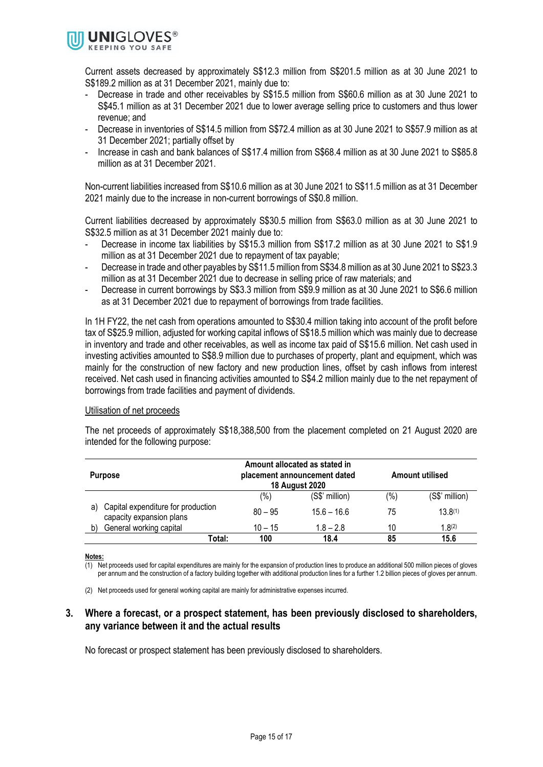Current assets decreased by approximately S$12.3 million from S$201.5 million as at 30 June 2021 to S$189.2 million as at 31 December 2021, mainly due to:

- Decrease in trade and other receivables by S$15.5 million from S$60.6 million as at 30 June 2021 to S$45.1 million as at 31 December 2021 due to lower average selling price to customers and thus lower revenue; and
- Decrease in inventories of S$14.5 million from S$72.4 million as at 30 June 2021 to S$57.9 million as at 31 December 2021; partially offset by
- Increase in cash and bank balances of S$17.4 million from S$68.4 million as at 30 June 2021 to S$85.8 million as at 31 December 2021.

Non-current liabilities increased from S$10.6 million as at 30 June 2021 to S$11.5 million as at 31 December 2021 mainly due to the increase in non-current borrowings of S$0.8 million.

Current liabilities decreased by approximately S$30.5 million from S$63.0 million as at 30 June 2021 to S$32.5 million as at 31 December 2021 mainly due to:

- Decrease in income tax liabilities by S$15.3 million from S$17.2 million as at 30 June 2021 to S$1.9 million as at 31 December 2021 due to repayment of tax payable;
- Decrease in trade and other payables by S$11.5 million from S$34.8 million as at 30 June 2021 to S$23.3 million as at 31 December 2021 due to decrease in selling price of raw materials; and
- Decrease in current borrowings by S$3.3 million from S$9.9 million as at 30 June 2021 to S$6.6 million as at 31 December 2021 due to repayment of borrowings from trade facilities.

In 1H FY22, the net cash from operations amounted to S$30.4 million taking into account of the profit before tax of S$25.9 million, adjusted for working capital inflows of S$18.5 million which was mainly due to decrease in inventory and trade and other receivables, as well as income tax paid of S$15.6 million. Net cash used in investing activities amounted to S$8.9 million due to purchases of property, plant and equipment, which was mainly for the construction of new factory and new production lines, offset by cash inflows from interest received. Net cash used in financing activities amounted to S$4.2 million mainly due to the net repayment of borrowings from trade facilities and payment of dividends.

Utilisation of net proceeds

The net proceeds of approximately S$18,388,500 from the placement completed on 21 August 2020 are intended for the following purpose:

| Purpose | Amount allocated as stated in placement announcement dated 18 August 2020 | | Amount utilised | |
|---|---|---|---|---|
| | (%) | (S$' million) | (%) | (S$' million) |
| a) Capital expenditure for production capacity expansion plans | 80 – 95 | 15.6 – 16.6 | 75 | 13.8[(1)] |
| b) General working capital | 10 – 15 | 1.8 – 2.8 | 10 | 1.8[(2)] |
| **Total:** | **100** | **18.4** | **85** | **15.6** |

**Notes:**

(1) Net proceeds used for capital expenditures are mainly for the expansion of production lines to produce an additional 500 million pieces of gloves per annum and the construction of a factory building together with additional production lines for a further 1.2 billion pieces of gloves per annum.

(2) Net proceeds used for general working capital are mainly for administrative expenses incurred.

## 3. Where a forecast, or a prospect statement, has been previously disclosed to shareholders, any variance between it and the actual results

No forecast or prospect statement has been previously disclosed to shareholders.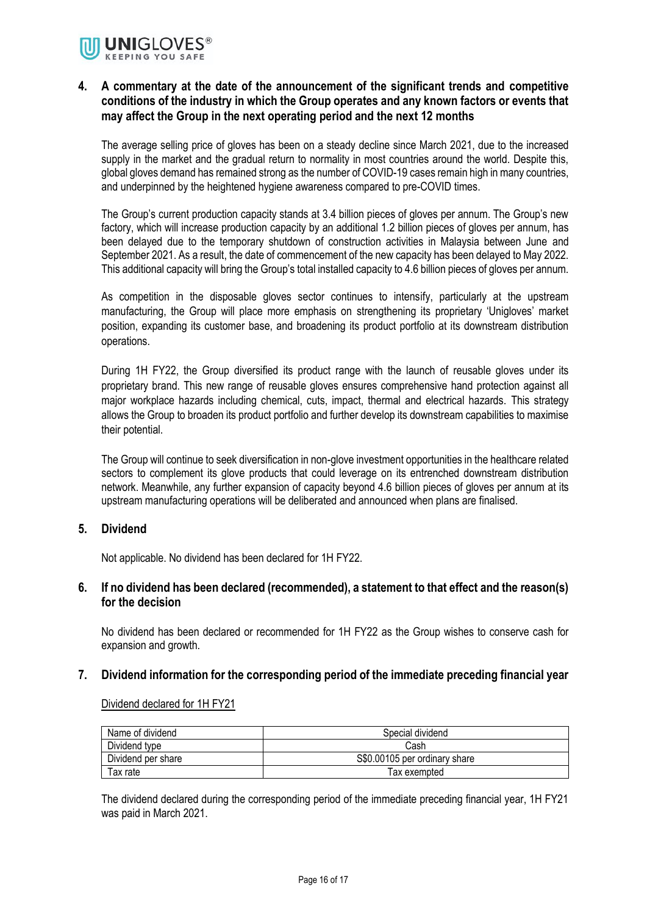## 4. A commentary at the date of the announcement of the significant trends and competitive conditions of the industry in which the Group operates and any known factors or events that may affect the Group in the next operating period and the next 12 months

The average selling price of gloves has been on a steady decline since March 2021, due to the increased supply in the market and the gradual return to normality in most countries around the world. Despite this, global gloves demand has remained strong as the number of COVID-19 cases remain high in many countries, and underpinned by the heightened hygiene awareness compared to pre-COVID times.

The Group's current production capacity stands at 3.4 billion pieces of gloves per annum. The Group's new factory, which will increase production capacity by an additional 1.2 billion pieces of gloves per annum, has been delayed due to the temporary shutdown of construction activities in Malaysia between June and September 2021. As a result, the date of commencement of the new capacity has been delayed to May 2022. This additional capacity will bring the Group's total installed capacity to 4.6 billion pieces of gloves per annum.

As competition in the disposable gloves sector continues to intensify, particularly at the upstream manufacturing, the Group will place more emphasis on strengthening its proprietary 'Unigloves' market position, expanding its customer base, and broadening its product portfolio at its downstream distribution operations.

During 1H FY22, the Group diversified its product range with the launch of reusable gloves under its proprietary brand. This new range of reusable gloves ensures comprehensive hand protection against all major workplace hazards including chemical, cuts, impact, thermal and electrical hazards. This strategy allows the Group to broaden its product portfolio and further develop its downstream capabilities to maximise their potential.

The Group will continue to seek diversification in non-glove investment opportunities in the healthcare related sectors to complement its glove products that could leverage on its entrenched downstream distribution network. Meanwhile, any further expansion of capacity beyond 4.6 billion pieces of gloves per annum at its upstream manufacturing operations will be deliberated and announced when plans are finalised.

## 5. Dividend

Not applicable. No dividend has been declared for 1H FY22.

## 6. If no dividend has been declared (recommended), a statement to that effect and the reason(s) for the decision

No dividend has been declared or recommended for 1H FY22 as the Group wishes to conserve cash for expansion and growth.

## 7. Dividend information for the corresponding period of the immediate preceding financial year

Dividend declared for 1H FY21

| Name of dividend | Special dividend |
|---|---|
| Dividend type | Cash |
| Dividend per share | S$0.00105 per ordinary share |
| Tax rate | Tax exempted |

The dividend declared during the corresponding period of the immediate preceding financial year, 1H FY21 was paid in March 2021.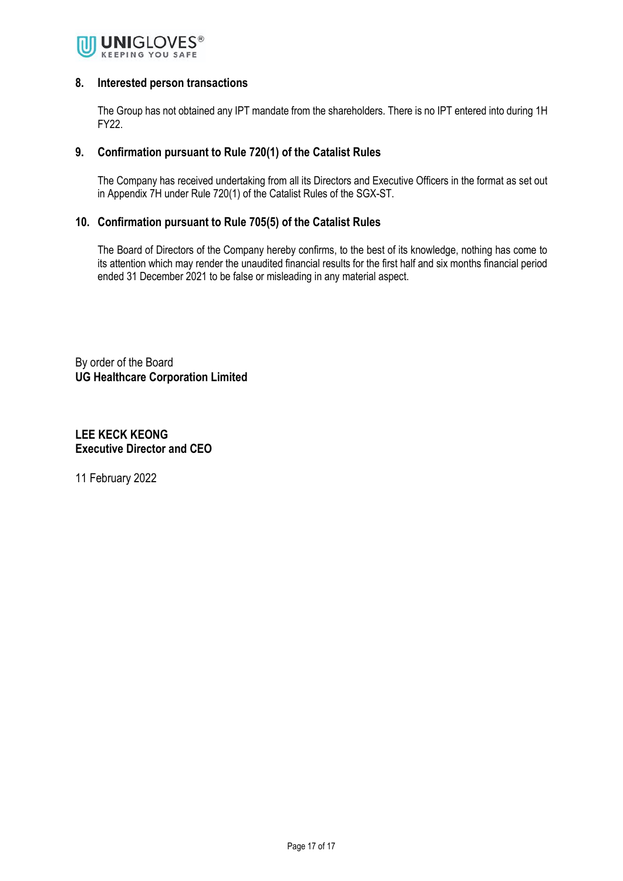## 8. Interested person transactions

The Group has not obtained any IPT mandate from the shareholders. There is no IPT entered into during 1H FY22.

## 9. Confirmation pursuant to Rule 720(1) of the Catalist Rules

The Company has received undertaking from all its Directors and Executive Officers in the format as set out in Appendix 7H under Rule 720(1) of the Catalist Rules of the SGX-ST.

## 10. Confirmation pursuant to Rule 705(5) of the Catalist Rules

The Board of Directors of the Company hereby confirms, to the best of its knowledge, nothing has come to its attention which may render the unaudited financial results for the first half and six months financial period ended 31 December 2021 to be false or misleading in any material aspect.

By order of the Board
**UG Healthcare Corporation Limited**

**LEE KECK KEONG**
**Executive Director and CEO**

11 February 2022